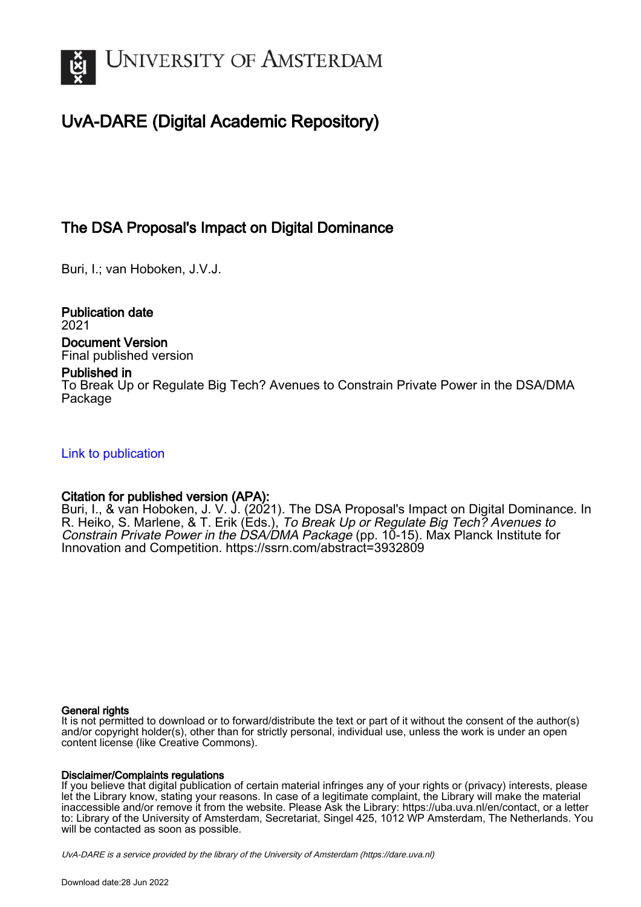# University of Amsterdam

## UvA-DARE (Digital Academic Repository)

### The DSA Proposal's Impact on Digital Dominance

Buri, I.; van Hoboken, J.V.J.

**Publication date**
2021

**Document Version**
Final published version

**Published in**
To Break Up or Regulate Big Tech? Avenues to Constrain Private Power in the DSA/DMA Package

[Link to publication](#)

**Citation for published version (APA):**
Buri, I., & van Hoboken, J. V. J. (2021). The DSA Proposal's Impact on Digital Dominance. In R. Heiko, S. Marlene, & T. Erik (Eds.), *To Break Up or Regulate Big Tech? Avenues to Constrain Private Power in the DSA/DMA Package* (pp. 10-15). Max Planck Institute for Innovation and Competition. https://ssrn.com/abstract=3932809

**General rights**
It is not permitted to download or to forward/distribute the text or part of it without the consent of the author(s) and/or copyright holder(s), other than for strictly personal, individual use, unless the work is under an open content license (like Creative Commons).

**Disclaimer/Complaints regulations**
If you believe that digital publication of certain material infringes any of your rights or (privacy) interests, please let the Library know, stating your reasons. In case of a legitimate complaint, the Library will make the material inaccessible and/or remove it from the website. Please Ask the Library: https://uba.uva.nl/en/contact, or a letter to: Library of the University of Amsterdam, Secretariat, Singel 425, 1012 WP Amsterdam, The Netherlands. You will be contacted as soon as possible.

*UvA-DARE is a service provided by the library of the University of Amsterdam (https://dare.uva.nl)*

Download date:28 Jun 2022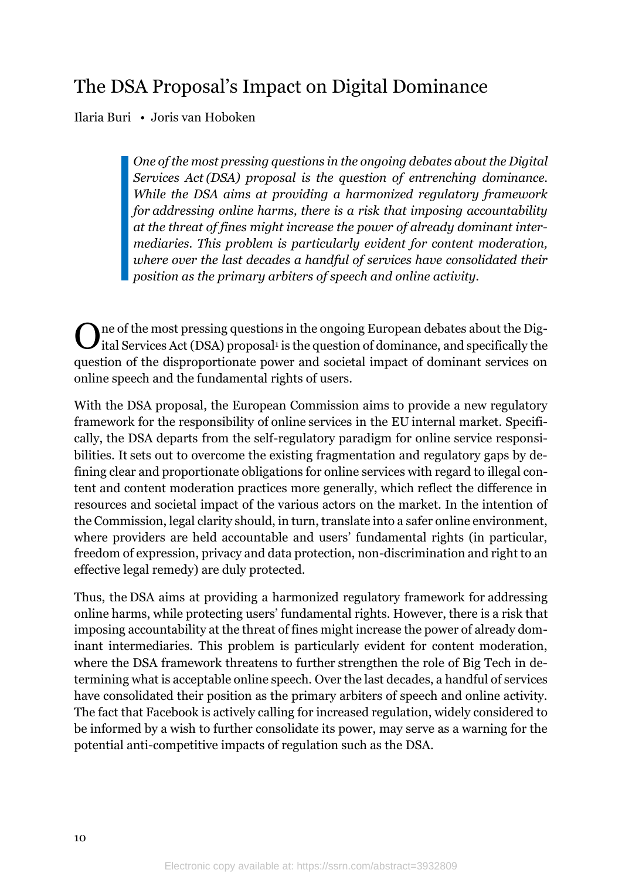# The DSA Proposal's Impact on Digital Dominance

Ilaria Buri • Joris van Hoboken

> *One of the most pressing questions in the ongoing debates about the Digital Services Act (DSA) proposal is the question of entrenching dominance. While the DSA aims at providing a harmonized regulatory framework for addressing online harms, there is a risk that imposing accountability at the threat of fines might increase the power of already dominant intermediaries. This problem is particularly evident for content moderation, where over the last decades a handful of services have consolidated their position as the primary arbiters of speech and online activity.*

One of the most pressing questions in the ongoing European debates about the Digital Services Act (DSA) proposal[1] is the question of dominance, and specifically the question of the disproportionate power and societal impact of dominant services on online speech and the fundamental rights of users.

With the DSA proposal, the European Commission aims to provide a new regulatory framework for the responsibility of online services in the EU internal market. Specifically, the DSA departs from the self-regulatory paradigm for online service responsibilities. It sets out to overcome the existing fragmentation and regulatory gaps by defining clear and proportionate obligations for online services with regard to illegal content and content moderation practices more generally, which reflect the difference in resources and societal impact of the various actors on the market. In the intention of the Commission, legal clarity should, in turn, translate into a safer online environment, where providers are held accountable and users' fundamental rights (in particular, freedom of expression, privacy and data protection, non-discrimination and right to an effective legal remedy) are duly protected.

Thus, the DSA aims at providing a harmonized regulatory framework for addressing online harms, while protecting users' fundamental rights. However, there is a risk that imposing accountability at the threat of fines might increase the power of already dominant intermediaries. This problem is particularly evident for content moderation, where the DSA framework threatens to further strengthen the role of Big Tech in determining what is acceptable online speech. Over the last decades, a handful of services have consolidated their position as the primary arbiters of speech and online activity. The fact that Facebook is actively calling for increased regulation, widely considered to be informed by a wish to further consolidate its power, may serve as a warning for the potential anti-competitive impacts of regulation such as the DSA.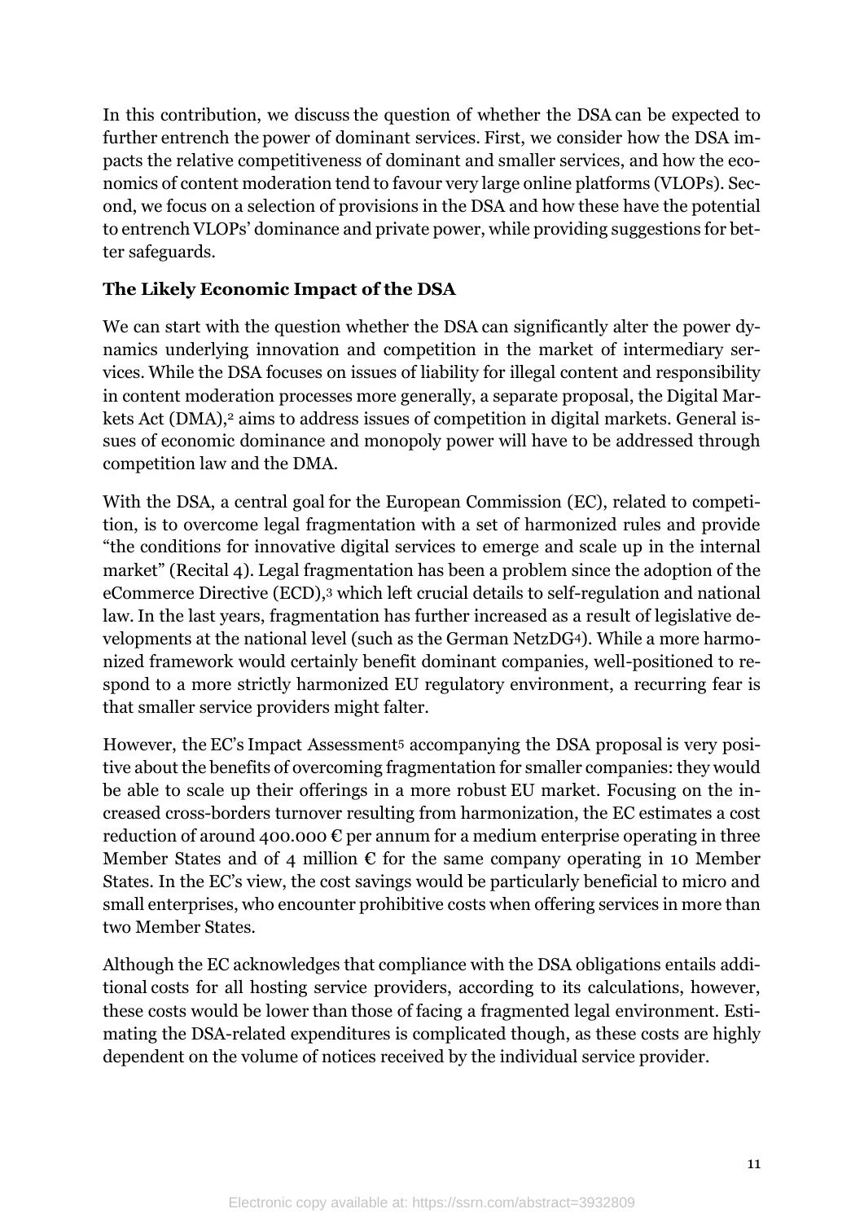In this contribution, we discuss the question of whether the DSA can be expected to further entrench the power of dominant services. First, we consider how the DSA impacts the relative competitiveness of dominant and smaller services, and how the economics of content moderation tend to favour very large online platforms (VLOPs). Second, we focus on a selection of provisions in the DSA and how these have the potential to entrench VLOPs' dominance and private power, while providing suggestions for better safeguards.

### The Likely Economic Impact of the DSA

We can start with the question whether the DSA can significantly alter the power dynamics underlying innovation and competition in the market of intermediary services. While the DSA focuses on issues of liability for illegal content and responsibility in content moderation processes more generally, a separate proposal, the Digital Markets Act (DMA),[2] aims to address issues of competition in digital markets. General issues of economic dominance and monopoly power will have to be addressed through competition law and the DMA.

With the DSA, a central goal for the European Commission (EC), related to competition, is to overcome legal fragmentation with a set of harmonized rules and provide "the conditions for innovative digital services to emerge and scale up in the internal market" (Recital 4). Legal fragmentation has been a problem since the adoption of the eCommerce Directive (ECD),[3] which left crucial details to self-regulation and national law. In the last years, fragmentation has further increased as a result of legislative developments at the national level (such as the German NetzDG[4]). While a more harmonized framework would certainly benefit dominant companies, well-positioned to respond to a more strictly harmonized EU regulatory environment, a recurring fear is that smaller service providers might falter.

However, the EC's Impact Assessment[5] accompanying the DSA proposal is very positive about the benefits of overcoming fragmentation for smaller companies: they would be able to scale up their offerings in a more robust EU market. Focusing on the increased cross-borders turnover resulting from harmonization, the EC estimates a cost reduction of around 400.000 € per annum for a medium enterprise operating in three Member States and of 4 million € for the same company operating in 10 Member States. In the EC's view, the cost savings would be particularly beneficial to micro and small enterprises, who encounter prohibitive costs when offering services in more than two Member States.

Although the EC acknowledges that compliance with the DSA obligations entails additional costs for all hosting service providers, according to its calculations, however, these costs would be lower than those of facing a fragmented legal environment. Estimating the DSA-related expenditures is complicated though, as these costs are highly dependent on the volume of notices received by the individual service provider.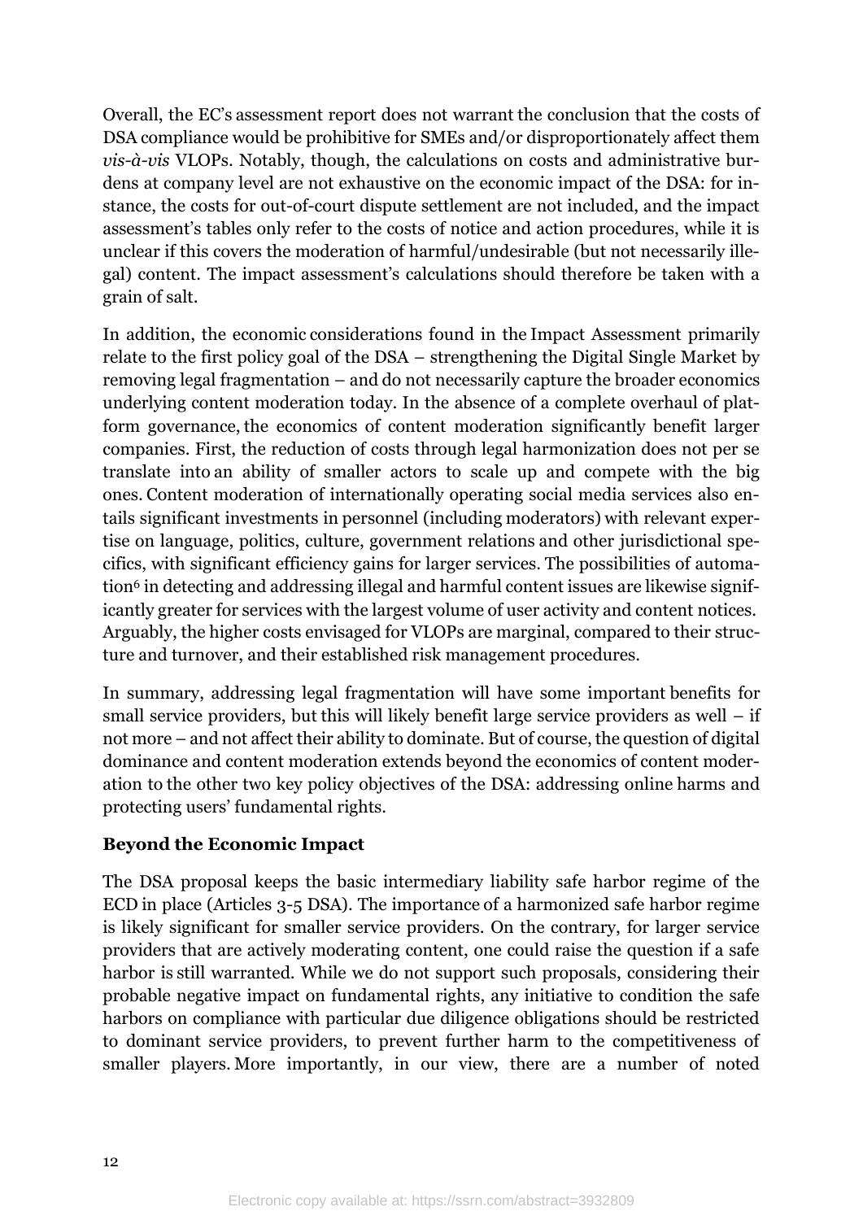Overall, the EC's assessment report does not warrant the conclusion that the costs of DSA compliance would be prohibitive for SMEs and/or disproportionately affect them *vis-à-vis* VLOPs. Notably, though, the calculations on costs and administrative burdens at company level are not exhaustive on the economic impact of the DSA: for instance, the costs for out-of-court dispute settlement are not included, and the impact assessment's tables only refer to the costs of notice and action procedures, while it is unclear if this covers the moderation of harmful/undesirable (but not necessarily illegal) content. The impact assessment's calculations should therefore be taken with a grain of salt.

In addition, the economic considerations found in the Impact Assessment primarily relate to the first policy goal of the DSA – strengthening the Digital Single Market by removing legal fragmentation – and do not necessarily capture the broader economics underlying content moderation today. In the absence of a complete overhaul of platform governance, the economics of content moderation significantly benefit larger companies. First, the reduction of costs through legal harmonization does not per se translate into an ability of smaller actors to scale up and compete with the big ones. Content moderation of internationally operating social media services also entails significant investments in personnel (including moderators) with relevant expertise on language, politics, culture, government relations and other jurisdictional specifics, with significant efficiency gains for larger services. The possibilities of automation[6] in detecting and addressing illegal and harmful content issues are likewise significantly greater for services with the largest volume of user activity and content notices. Arguably, the higher costs envisaged for VLOPs are marginal, compared to their structure and turnover, and their established risk management procedures.

In summary, addressing legal fragmentation will have some important benefits for small service providers, but this will likely benefit large service providers as well – if not more – and not affect their ability to dominate. But of course, the question of digital dominance and content moderation extends beyond the economics of content moderation to the other two key policy objectives of the DSA: addressing online harms and protecting users' fundamental rights.

## Beyond the Economic Impact

The DSA proposal keeps the basic intermediary liability safe harbor regime of the ECD in place (Articles 3-5 DSA). The importance of a harmonized safe harbor regime is likely significant for smaller service providers. On the contrary, for larger service providers that are actively moderating content, one could raise the question if a safe harbor is still warranted. While we do not support such proposals, considering their probable negative impact on fundamental rights, any initiative to condition the safe harbors on compliance with particular due diligence obligations should be restricted to dominant service providers, to prevent further harm to the competitiveness of smaller players. More importantly, in our view, there are a number of noted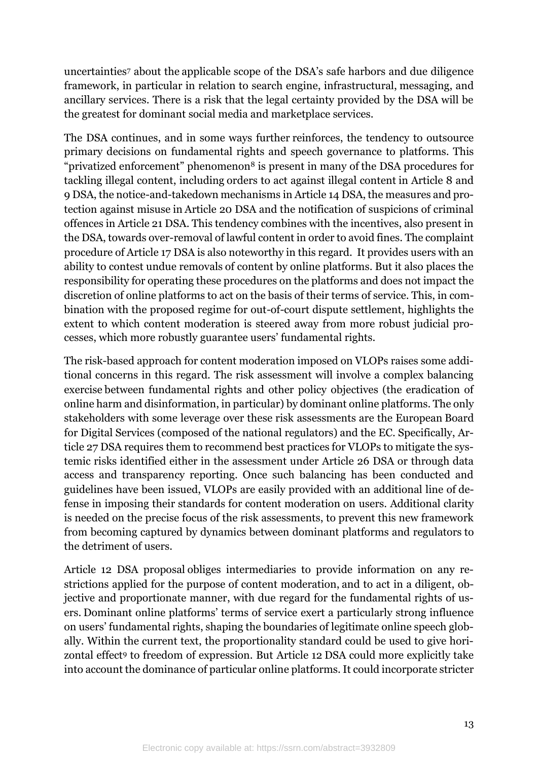uncertainties[7] about the applicable scope of the DSA's safe harbors and due diligence framework, in particular in relation to search engine, infrastructural, messaging, and ancillary services. There is a risk that the legal certainty provided by the DSA will be the greatest for dominant social media and marketplace services.

The DSA continues, and in some ways further reinforces, the tendency to outsource primary decisions on fundamental rights and speech governance to platforms. This "privatized enforcement" phenomenon[8] is present in many of the DSA procedures for tackling illegal content, including orders to act against illegal content in Article 8 and 9 DSA, the notice-and-takedown mechanisms in Article 14 DSA, the measures and protection against misuse in Article 20 DSA and the notification of suspicions of criminal offences in Article 21 DSA. This tendency combines with the incentives, also present in the DSA, towards over-removal of lawful content in order to avoid fines. The complaint procedure of Article 17 DSA is also noteworthy in this regard. It provides users with an ability to contest undue removals of content by online platforms. But it also places the responsibility for operating these procedures on the platforms and does not impact the discretion of online platforms to act on the basis of their terms of service. This, in combination with the proposed regime for out-of-court dispute settlement, highlights the extent to which content moderation is steered away from more robust judicial processes, which more robustly guarantee users' fundamental rights.

The risk-based approach for content moderation imposed on VLOPs raises some additional concerns in this regard. The risk assessment will involve a complex balancing exercise between fundamental rights and other policy objectives (the eradication of online harm and disinformation, in particular) by dominant online platforms. The only stakeholders with some leverage over these risk assessments are the European Board for Digital Services (composed of the national regulators) and the EC. Specifically, Article 27 DSA requires them to recommend best practices for VLOPs to mitigate the systemic risks identified either in the assessment under Article 26 DSA or through data access and transparency reporting. Once such balancing has been conducted and guidelines have been issued, VLOPs are easily provided with an additional line of defense in imposing their standards for content moderation on users. Additional clarity is needed on the precise focus of the risk assessments, to prevent this new framework from becoming captured by dynamics between dominant platforms and regulators to the detriment of users.

Article 12 DSA proposal obliges intermediaries to provide information on any restrictions applied for the purpose of content moderation, and to act in a diligent, objective and proportionate manner, with due regard for the fundamental rights of users. Dominant online platforms' terms of service exert a particularly strong influence on users' fundamental rights, shaping the boundaries of legitimate online speech globally. Within the current text, the proportionality standard could be used to give horizontal effect[9] to freedom of expression. But Article 12 DSA could more explicitly take into account the dominance of particular online platforms. It could incorporate stricter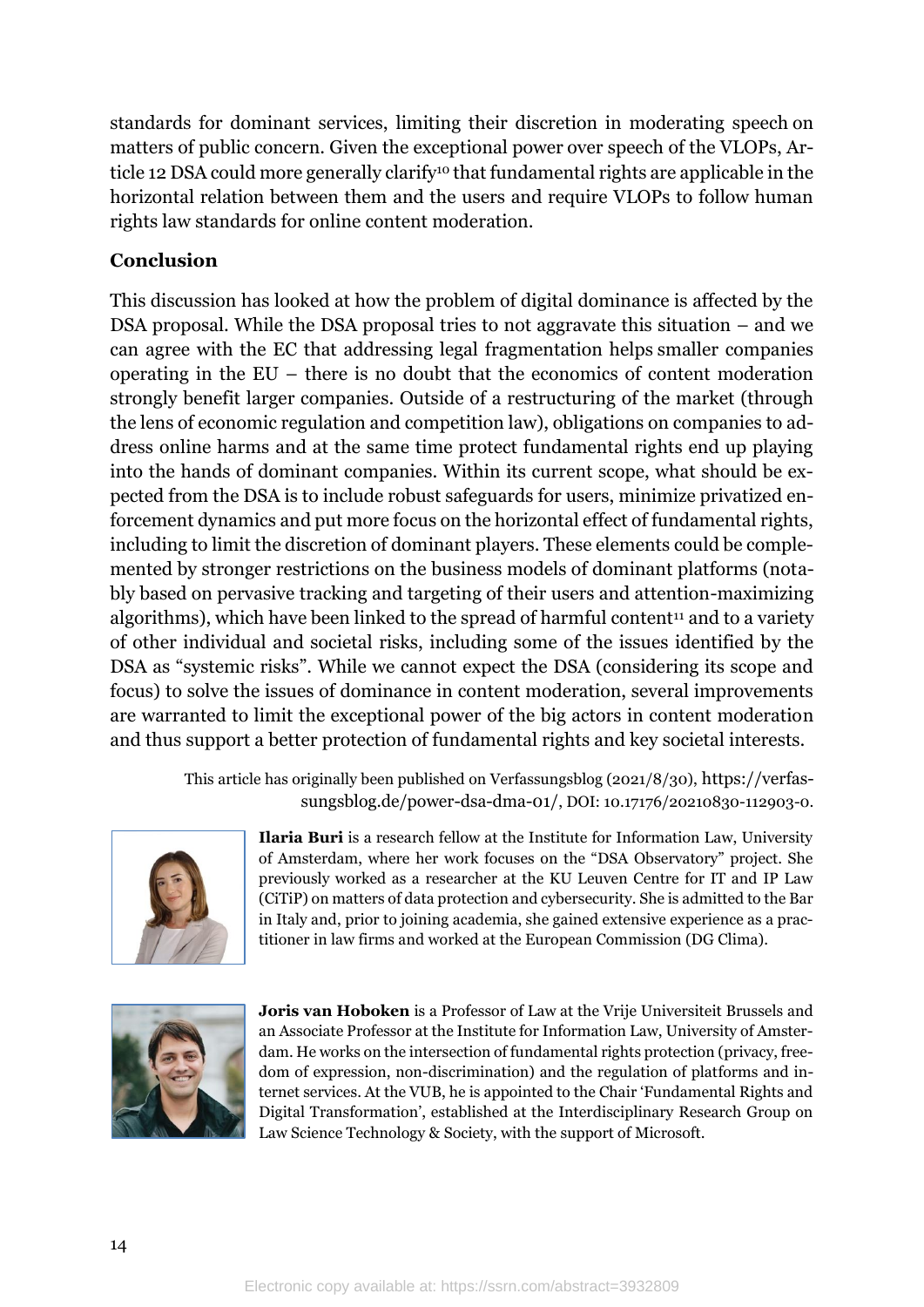standards for dominant services, limiting their discretion in moderating speech on matters of public concern. Given the exceptional power over speech of the VLOPs, Article 12 DSA could more generally clarify[10] that fundamental rights are applicable in the horizontal relation between them and the users and require VLOPs to follow human rights law standards for online content moderation.

## Conclusion

This discussion has looked at how the problem of digital dominance is affected by the DSA proposal. While the DSA proposal tries to not aggravate this situation – and we can agree with the EC that addressing legal fragmentation helps smaller companies operating in the EU – there is no doubt that the economics of content moderation strongly benefit larger companies. Outside of a restructuring of the market (through the lens of economic regulation and competition law), obligations on companies to address online harms and at the same time protect fundamental rights end up playing into the hands of dominant companies. Within its current scope, what should be expected from the DSA is to include robust safeguards for users, minimize privatized enforcement dynamics and put more focus on the horizontal effect of fundamental rights, including to limit the discretion of dominant players. These elements could be complemented by stronger restrictions on the business models of dominant platforms (notably based on pervasive tracking and targeting of their users and attention-maximizing algorithms), which have been linked to the spread of harmful content[11] and to a variety of other individual and societal risks, including some of the issues identified by the DSA as "systemic risks". While we cannot expect the DSA (considering its scope and focus) to solve the issues of dominance in content moderation, several improvements are warranted to limit the exceptional power of the big actors in content moderation and thus support a better protection of fundamental rights and key societal interests.

This article has originally been published on Verfassungsblog (2021/8/30), https://verfassungsblog.de/power-dsa-dma-01/, DOI: 10.17176/20210830-112903-0.

**Ilaria Buri** is a research fellow at the Institute for Information Law, University of Amsterdam, where her work focuses on the "DSA Observatory" project. She previously worked as a researcher at the KU Leuven Centre for IT and IP Law (CiTiP) on matters of data protection and cybersecurity. She is admitted to the Bar in Italy and, prior to joining academia, she gained extensive experience as a practitioner in law firms and worked at the European Commission (DG Clima).

**Joris van Hoboken** is a Professor of Law at the Vrije Universiteit Brussels and an Associate Professor at the Institute for Information Law, University of Amsterdam. He works on the intersection of fundamental rights protection (privacy, freedom of expression, non-discrimination) and the regulation of platforms and internet services. At the VUB, he is appointed to the Chair 'Fundamental Rights and Digital Transformation', established at the Interdisciplinary Research Group on Law Science Technology & Society, with the support of Microsoft.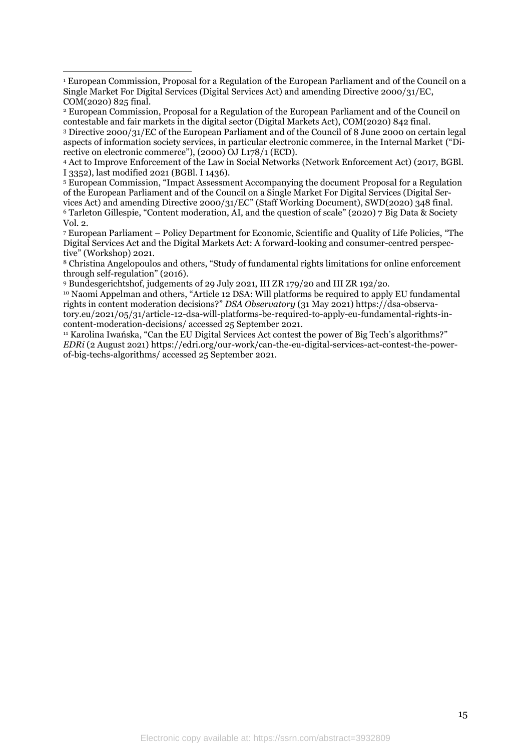[1] European Commission, Proposal for a Regulation of the European Parliament and of the Council on a Single Market For Digital Services (Digital Services Act) and amending Directive 2000/31/EC, COM(2020) 825 final.

[2] European Commission, Proposal for a Regulation of the European Parliament and of the Council on contestable and fair markets in the digital sector (Digital Markets Act), COM(2020) 842 final.

[3] Directive 2000/31/EC of the European Parliament and of the Council of 8 June 2000 on certain legal aspects of information society services, in particular electronic commerce, in the Internal Market ("Directive on electronic commerce"), (2000) OJ L178/1 (ECD).

[4] Act to Improve Enforcement of the Law in Social Networks (Network Enforcement Act) (2017, BGBl. I 3352), last modified 2021 (BGBl. I 1436).

[5] European Commission, "Impact Assessment Accompanying the document Proposal for a Regulation of the European Parliament and of the Council on a Single Market For Digital Services (Digital Services Act) and amending Directive 2000/31/EC" (Staff Working Document), SWD(2020) 348 final.

[6] Tarleton Gillespie, "Content moderation, AI, and the question of scale" (2020) 7 Big Data & Society Vol. 2.

[7] European Parliament – Policy Department for Economic, Scientific and Quality of Life Policies, "The Digital Services Act and the Digital Markets Act: A forward-looking and consumer-centred perspective" (Workshop) 2021.

[8] Christina Angelopoulos and others, "Study of fundamental rights limitations for online enforcement through self-regulation" (2016).

[9] Bundesgerichtshof, judgements of 29 July 2021, III ZR 179/20 and III ZR 192/20.

[10] Naomi Appelman and others, "Article 12 DSA: Will platforms be required to apply EU fundamental rights in content moderation decisions?" *DSA Observatory* (31 May 2021) https://dsa-observatory.eu/2021/05/31/article-12-dsa-will-platforms-be-required-to-apply-eu-fundamental-rights-in-content-moderation-decisions/ accessed 25 September 2021.

[11] Karolina Iwańska, "Can the EU Digital Services Act contest the power of Big Tech's algorithms?" *EDRi* (2 August 2021) https://edri.org/our-work/can-the-eu-digital-services-act-contest-the-power-of-big-techs-algorithms/ accessed 25 September 2021.